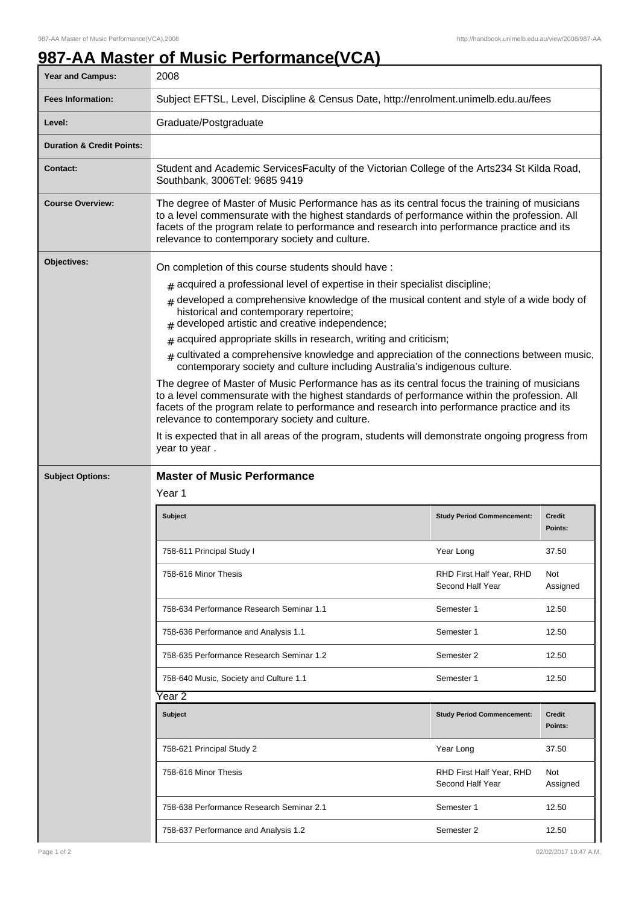# 987-AA Master of Music Performance(VCA)

| | |
|---|---|
| **Year and Campus:** | 2008 |
| **Fees Information:** | Subject EFTSL, Level, Discipline & Census Date, http://enrolment.unimelb.edu.au/fees |
| **Level:** | Graduate/Postgraduate |
| **Duration & Credit Points:** | |
| **Contact:** | Student and Academic ServicesFaculty of the Victorian College of the Arts234 St Kilda Road, Southbank, 3006Tel: 9685 9419 |
| **Course Overview:** | The degree of Master of Music Performance has as its central focus the training of musicians to a level commensurate with the highest standards of performance within the profession. All facets of the program relate to performance and research into performance practice and its relevance to contemporary society and culture. |

**Objectives:**

On completion of this course students should have :

- acquired a professional level of expertise in their specialist discipline;
- developed a comprehensive knowledge of the musical content and style of a wide body of historical and contemporary repertoire;
- developed artistic and creative independence;
- acquired appropriate skills in research, writing and criticism;
- cultivated a comprehensive knowledge and appreciation of the connections between music, contemporary society and culture including Australia's indigenous culture.

The degree of Master of Music Performance has as its central focus the training of musicians to a level commensurate with the highest standards of performance within the profession. All facets of the program relate to performance and research into performance practice and its relevance to contemporary society and culture.

It is expected that in all areas of the program, students will demonstrate ongoing progress from year to year .

**Subject Options:**

### Master of Music Performance

Year 1

| Subject | Study Period Commencement: | Credit Points: |
|---|---|---|
| 758-611 Principal Study I | Year Long | 37.50 |
| 758-616 Minor Thesis | RHD First Half Year, RHD Second Half Year | Not Assigned |
| 758-634 Performance Research Seminar 1.1 | Semester 1 | 12.50 |
| 758-636 Performance and Analysis 1.1 | Semester 1 | 12.50 |
| 758-635 Performance Research Seminar 1.2 | Semester 2 | 12.50 |
| 758-640 Music, Society and Culture 1.1 | Semester 1 | 12.50 |

Year 2

| Subject | Study Period Commencement: | Credit Points: |
|---|---|---|
| 758-621 Principal Study 2 | Year Long | 37.50 |
| 758-616 Minor Thesis | RHD First Half Year, RHD Second Half Year | Not Assigned |
| 758-638 Performance Research Seminar 2.1 | Semester 1 | 12.50 |
| 758-637 Performance and Analysis 1.2 | Semester 2 | 12.50 |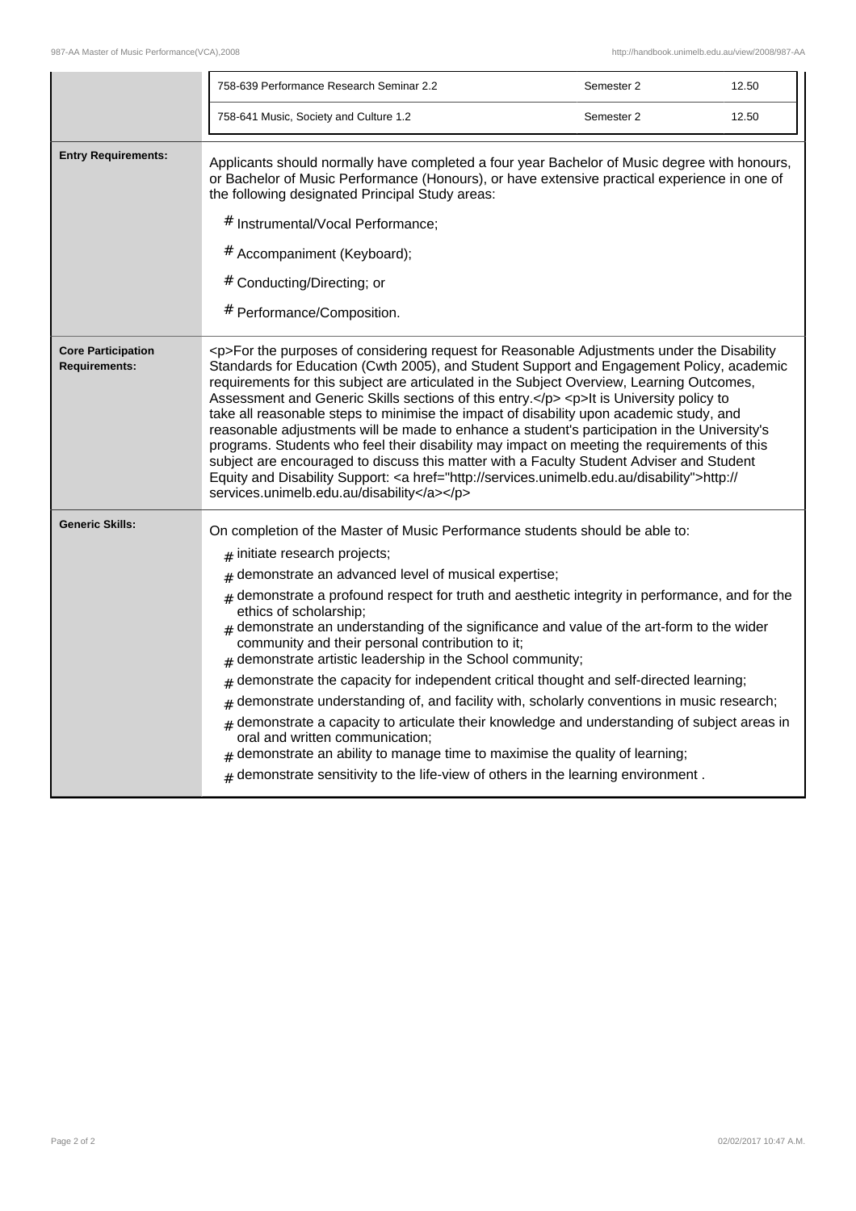| | | | |
|---|---|---|---|
| | 758-639 Performance Research Seminar 2.2 | Semester 2 | 12.50 |
| | 758-641 Music, Society and Culture 1.2 | Semester 2 | 12.50 |

**Entry Requirements:**

Applicants should normally have completed a four year Bachelor of Music degree with honours, or Bachelor of Music Performance (Honours), or have extensive practical experience in one of the following designated Principal Study areas:

- Instrumental/Vocal Performance;
- Accompaniment (Keyboard);
- Conducting/Directing; or
- Performance/Composition.

**Core Participation Requirements:**

<p>For the purposes of considering request for Reasonable Adjustments under the Disability Standards for Education (Cwth 2005), and Student Support and Engagement Policy, academic requirements for this subject are articulated in the Subject Overview, Learning Outcomes, Assessment and Generic Skills sections of this entry.</p> <p>It is University policy to take all reasonable steps to minimise the impact of disability upon academic study, and reasonable adjustments will be made to enhance a student's participation in the University's programs. Students who feel their disability may impact on meeting the requirements of this subject are encouraged to discuss this matter with a Faculty Student Adviser and Student Equity and Disability Support: <a href="http://services.unimelb.edu.au/disability">http://services.unimelb.edu.au/disability</a></p>

**Generic Skills:**

On completion of the Master of Music Performance students should be able to:

- initiate research projects;
- demonstrate an advanced level of musical expertise;
- demonstrate a profound respect for truth and aesthetic integrity in performance, and for the ethics of scholarship;
- demonstrate an understanding of the significance and value of the art-form to the wider community and their personal contribution to it;
- demonstrate artistic leadership in the School community;
- demonstrate the capacity for independent critical thought and self-directed learning;
- demonstrate understanding of, and facility with, scholarly conventions in music research;
- demonstrate a capacity to articulate their knowledge and understanding of subject areas in oral and written communication;
- demonstrate an ability to manage time to maximise the quality of learning;
- demonstrate sensitivity to the life-view of others in the learning environment .